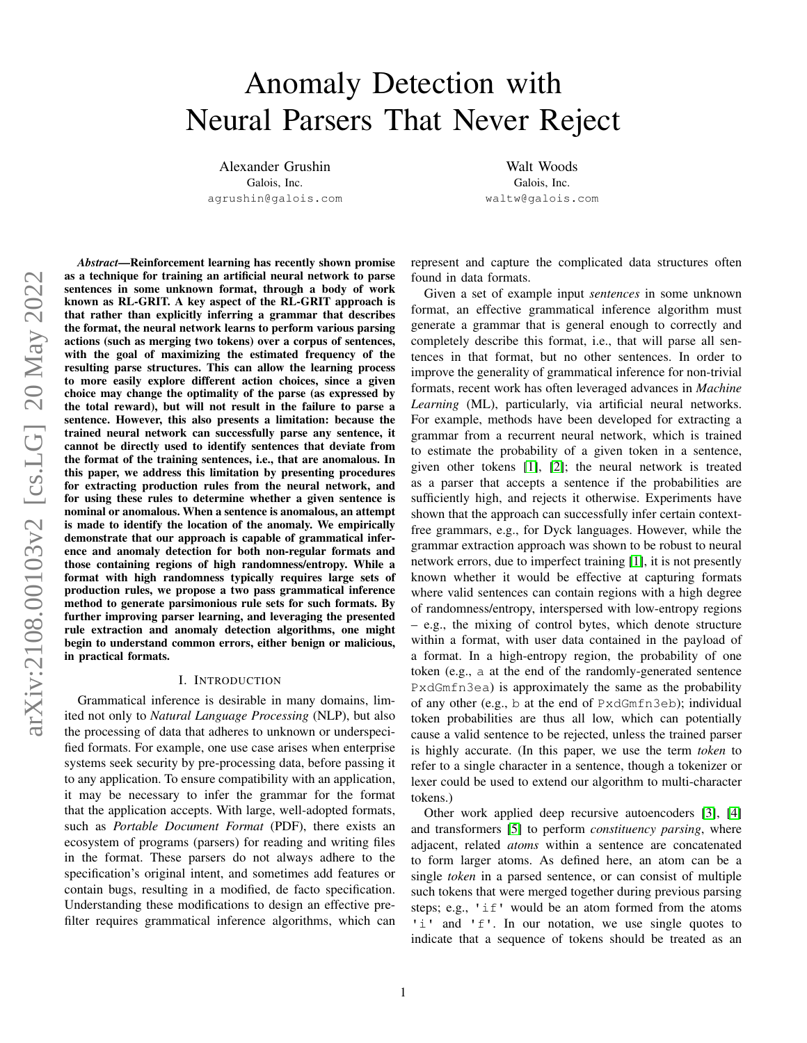# Anomaly Detection with Neural Parsers That Never Reject

Alexander Grushin
Galois, Inc.
agrushin@galois.com

Walt Woods
Galois, Inc.
waltw@galois.com

***Abstract*—Reinforcement learning has recently shown promise as a technique for training an artificial neural network to parse sentences in some unknown format, through a body of work known as RL-GRIT. A key aspect of the RL-GRIT approach is that rather than explicitly inferring a grammar that describes the format, the neural network learns to perform various parsing actions (such as merging two tokens) over a corpus of sentences, with the goal of maximizing the estimated frequency of the resulting parse structures. This can allow the learning process to more easily explore different action choices, since a given choice may change the optimality of the parse (as expressed by the total reward), but will not result in the failure to parse a sentence. However, this also presents a limitation: because the trained neural network can successfully parse any sentence, it cannot be directly used to identify sentences that deviate from the format of the training sentences, i.e., that are anomalous. In this paper, we address this limitation by presenting procedures for extracting production rules from the neural network, and for using these rules to determine whether a given sentence is nominal or anomalous. When a sentence is anomalous, an attempt is made to identify the location of the anomaly. We empirically demonstrate that our approach is capable of grammatical inference and anomaly detection for both non-regular formats and those containing regions of high randomness/entropy. While a format with high randomness typically requires large sets of production rules, we propose a two pass grammatical inference method to generate parsimonious rule sets for such formats. By further improving parser learning, and leveraging the presented rule extraction and anomaly detection algorithms, one might begin to understand common errors, either benign or malicious, in practical formats.**

## I. Introduction

Grammatical inference is desirable in many domains, limited not only to *Natural Language Processing* (NLP), but also the processing of data that adheres to unknown or underspecified formats. For example, one use case arises when enterprise systems seek security by pre-processing data, before passing it to any application. To ensure compatibility with an application, it may be necessary to infer the grammar for the format that the application accepts. With large, well-adopted formats, such as *Portable Document Format* (PDF), there exists an ecosystem of programs (parsers) for reading and writing files in the format. These parsers do not always adhere to the specification's original intent, and sometimes add features or contain bugs, resulting in a modified, de facto specification. Understanding these modifications to design an effective pre-filter requires grammatical inference algorithms, which can represent and capture the complicated data structures often found in data formats.

Given a set of example input *sentences* in some unknown format, an effective grammatical inference algorithm must generate a grammar that is general enough to correctly and completely describe this format, i.e., that will parse all sentences in that format, but no other sentences. In order to improve the generality of grammatical inference for non-trivial formats, recent work has often leveraged advances in *Machine Learning* (ML), particularly, via artificial neural networks. For example, methods have been developed for extracting a grammar from a recurrent neural network, which is trained to estimate the probability of a given token in a sentence, given other tokens [1], [2]; the neural network is treated as a parser that accepts a sentence if the probabilities are sufficiently high, and rejects it otherwise. Experiments have shown that the approach can successfully infer certain context-free grammars, e.g., for Dyck languages. However, while the grammar extraction approach was shown to be robust to neural network errors, due to imperfect training [1], it is not presently known whether it would be effective at capturing formats where valid sentences can contain regions with a high degree of randomness/entropy, interspersed with low-entropy regions – e.g., the mixing of control bytes, which denote structure within a format, with user data contained in the payload of a format. In a high-entropy region, the probability of one token (e.g., a at the end of the randomly-generated sentence PxdGmfn3ea) is approximately the same as the probability of any other (e.g., b at the end of PxdGmfn3eb); individual token probabilities are thus all low, which can potentially cause a valid sentence to be rejected, unless the trained parser is highly accurate. (In this paper, we use the term *token* to refer to a single character in a sentence, though a tokenizer or lexer could be used to extend our algorithm to multi-character tokens.)

Other work applied deep recursive autoencoders [3], [4] and transformers [5] to perform *constituency parsing*, where adjacent, related *atoms* within a sentence are concatenated to form larger atoms. As defined here, an atom can be a single *token* in a parsed sentence, or can consist of multiple such tokens that were merged together during previous parsing steps; e.g., 'if' would be an atom formed from the atoms 'i' and 'f'. In our notation, we use single quotes to indicate that a sequence of tokens should be treated as an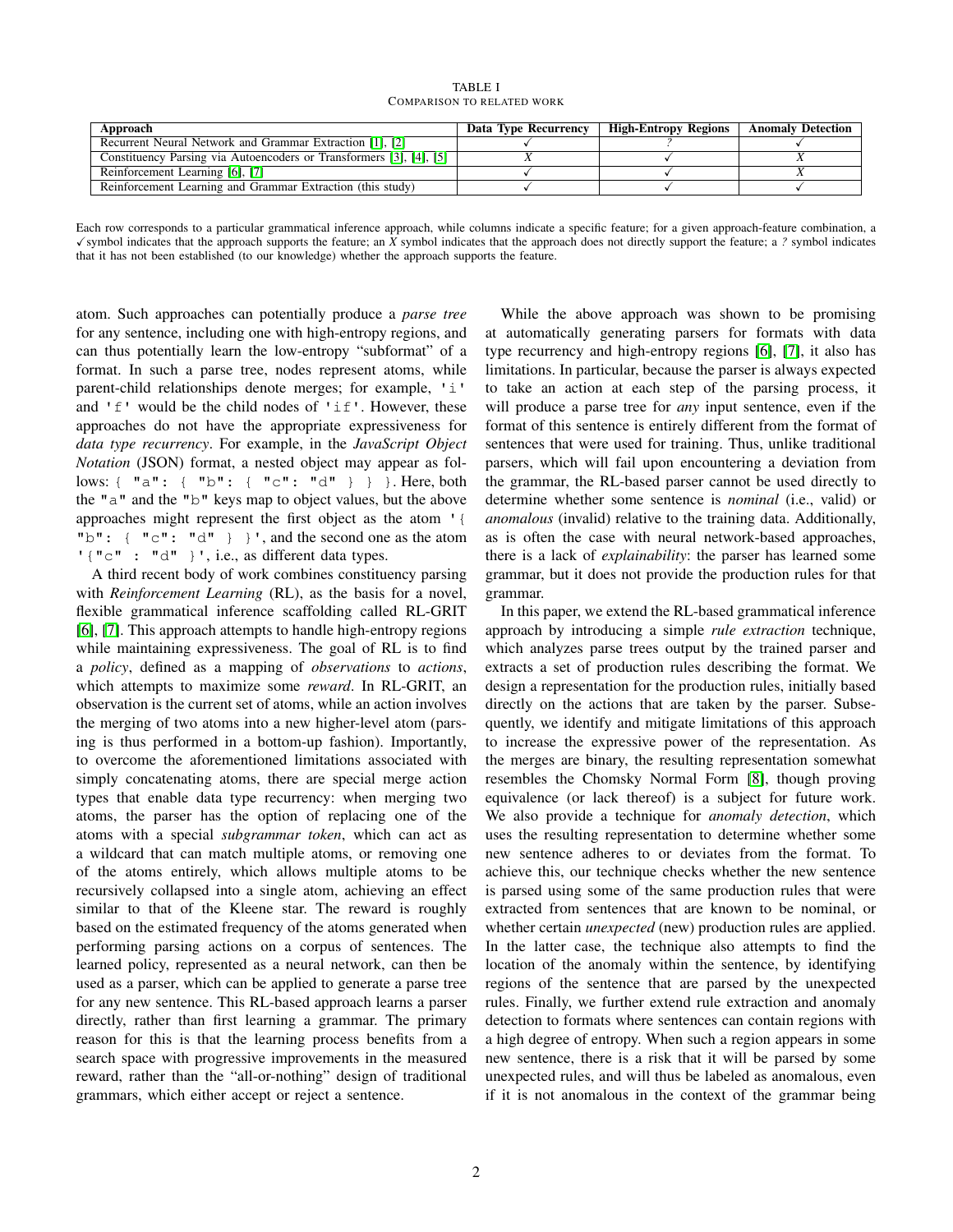TABLE I
COMPARISON TO RELATED WORK

| Approach | Data Type Recurrency | High-Entropy Regions | Anomaly Detection |
|---|---|---|---|
| Recurrent Neural Network and Grammar Extraction [1], [2] | ✓ | ? | ✓ |
| Constituency Parsing via Autoencoders or Transformers [3], [4], [5] | X | ✓ | X |
| Reinforcement Learning [6], [7] | ✓ | ✓ | X |
| Reinforcement Learning and Grammar Extraction (this study) | ✓ | ✓ | ✓ |

Each row corresponds to a particular grammatical inference approach, while columns indicate a specific feature; for a given approach-feature combination, a ✓ symbol indicates that the approach supports the feature; an *X* symbol indicates that the approach does not directly support the feature; a *?* symbol indicates that it has not been established (to our knowledge) whether the approach supports the feature.

atom. Such approaches can potentially produce a *parse tree* for any sentence, including one with high-entropy regions, and can thus potentially learn the low-entropy "subformat" of a format. In such a parse tree, nodes represent atoms, while parent-child relationships denote merges; for example, `'i'` and `'f'` would be the child nodes of `'if'`. However, these approaches do not have the appropriate expressiveness for *data type recurrency*. For example, in the *JavaScript Object Notation* (JSON) format, a nested object may appear as follows: `{ "a": { "b": { "c": "d" } } }`. Here, both the `"a"` and the `"b"` keys map to object values, but the above approaches might represent the first object as the atom `'{ "b": { "c": "d" } }'`, and the second one as the atom `'{"c" : "d" }'`, i.e., as different data types.

A third recent body of work combines constituency parsing with *Reinforcement Learning* (RL), as the basis for a novel, flexible grammatical inference scaffolding called RL-GRIT [6], [7]. This approach attempts to handle high-entropy regions while maintaining expressiveness. The goal of RL is to find a *policy*, defined as a mapping of *observations* to *actions*, which attempts to maximize some *reward*. In RL-GRIT, an observation is the current set of atoms, while an action involves the merging of two atoms into a new higher-level atom (parsing is thus performed in a bottom-up fashion). Importantly, to overcome the aforementioned limitations associated with simply concatenating atoms, there are special merge action types that enable data type recurrency: when merging two atoms, the parser has the option of replacing one of the atoms with a special *subgrammar token*, which can act as a wildcard that can match multiple atoms, or removing one of the atoms entirely, which allows multiple atoms to be recursively collapsed into a single atom, achieving an effect similar to that of the Kleene star. The reward is roughly based on the estimated frequency of the atoms generated when performing parsing actions on a corpus of sentences. The learned policy, represented as a neural network, can then be used as a parser, which can be applied to generate a parse tree for any new sentence. This RL-based approach learns a parser directly, rather than first learning a grammar. The primary reason for this is that the learning process benefits from a search space with progressive improvements in the measured reward, rather than the "all-or-nothing" design of traditional grammars, which either accept or reject a sentence.

While the above approach was shown to be promising at automatically generating parsers for formats with data type recurrency and high-entropy regions [6], [7], it also has limitations. In particular, because the parser is always expected to take an action at each step of the parsing process, it will produce a parse tree for *any* input sentence, even if the format of this sentence is entirely different from the format of sentences that were used for training. Thus, unlike traditional parsers, which will fail upon encountering a deviation from the grammar, the RL-based parser cannot be used directly to determine whether some sentence is *nominal* (i.e., valid) or *anomalous* (invalid) relative to the training data. Additionally, as is often the case with neural network-based approaches, there is a lack of *explainability*: the parser has learned some grammar, but it does not provide the production rules for that grammar.

In this paper, we extend the RL-based grammatical inference approach by introducing a simple *rule extraction* technique, which analyzes parse trees output by the trained parser and extracts a set of production rules describing the format. We design a representation for the production rules, initially based directly on the actions that are taken by the parser. Subsequently, we identify and mitigate limitations of this approach to increase the expressive power of the representation. As the merges are binary, the resulting representation somewhat resembles the Chomsky Normal Form [8], though proving equivalence (or lack thereof) is a subject for future work. We also provide a technique for *anomaly detection*, which uses the resulting representation to determine whether some new sentence adheres to or deviates from the format. To achieve this, our technique checks whether the new sentence is parsed using some of the same production rules that were extracted from sentences that are known to be nominal, or whether certain *unexpected* (new) production rules are applied. In the latter case, the technique also attempts to find the location of the anomaly within the sentence, by identifying regions of the sentence that are parsed by the unexpected rules. Finally, we further extend rule extraction and anomaly detection to formats where sentences can contain regions with a high degree of entropy. When such a region appears in some new sentence, there is a risk that it will be parsed by some unexpected rules, and will thus be labeled as anomalous, even if it is not anomalous in the context of the grammar being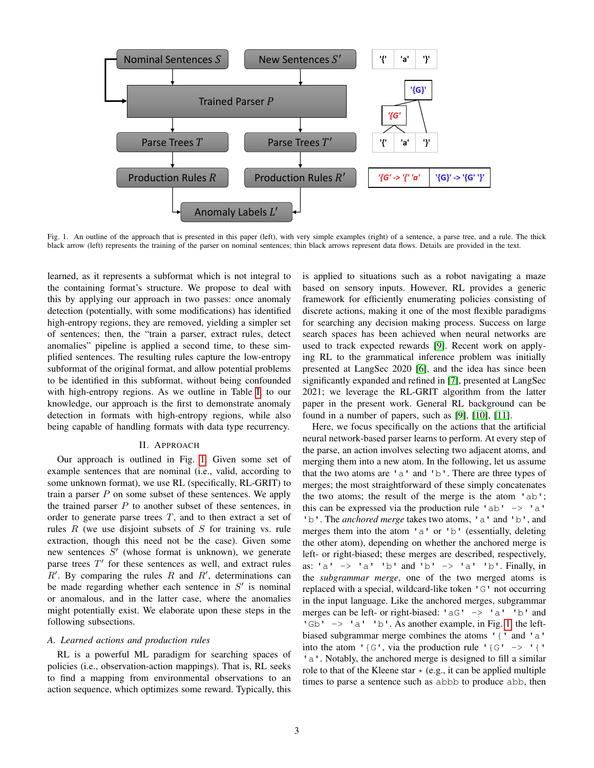Fig. 1. An outline of the approach that is presented in this paper (left), with very simple examples (right) of a sentence, a parse tree, and a rule. The thick black arrow (left) represents the training of the parser on nominal sentences; thin black arrows represent data flows. Details are provided in the text.

learned, as it represents a subformat which is not integral to the containing format's structure. We propose to deal with this by applying our approach in two passes: once anomaly detection (potentially, with some modifications) has identified high-entropy regions, they are removed, yielding a simpler set of sentences; then, the "train a parser, extract rules, detect anomalies" pipeline is applied a second time, to these simplified sentences. The resulting rules capture the low-entropy subformat of the original format, and allow potential problems to be identified in this subformat, without being confounded with high-entropy regions. As we outline in Table I, to our knowledge, our approach is the first to demonstrate anomaly detection in formats with high-entropy regions, while also being capable of handling formats with data type recurrency.

## II. Approach

Our approach is outlined in Fig. 1. Given some set of example sentences that are nominal (i.e., valid, according to some unknown format), we use RL (specifically, RL-GRIT) to train a parser $P$ on some subset of these sentences. We apply the trained parser $P$ to another subset of these sentences, in order to generate parse trees $T$, and to then extract a set of rules $R$ (we use disjoint subsets of $S$ for training vs. rule extraction, though this need not be the case). Given some new sentences $S'$ (whose format is unknown), we generate parse trees $T'$ for these sentences as well, and extract rules $R'$. By comparing the rules $R$ and $R'$, determinations can be made regarding whether each sentence in $S'$ is nominal or anomalous, and in the latter case, where the anomalies might potentially exist. We elaborate upon these steps in the following subsections.

### A. Learned actions and production rules

RL is a powerful ML paradigm for searching spaces of policies (i.e., observation-action mappings). That is, RL seeks to find a mapping from environmental observations to an action sequence, which optimizes some reward. Typically, this is applied to situations such as a robot navigating a maze based on sensory inputs. However, RL provides a generic framework for efficiently enumerating policies consisting of discrete actions, making it one of the most flexible paradigms for searching any decision making process. Success on large search spaces has been achieved when neural networks are used to track expected rewards [9]. Recent work on applying RL to the grammatical inference problem was initially presented at LangSec 2020 [6], and the idea has since been significantly expanded and refined in [7], presented at LangSec 2021; we leverage the RL-GRIT algorithm from the latter paper in the present work. General RL background can be found in a number of papers, such as [9], [10], [11].

Here, we focus specifically on the actions that the artificial neural network-based parser learns to perform. At every step of the parse, an action involves selecting two adjacent atoms, and merging them into a new atom. In the following, let us assume that the two atoms are `'a'` and `'b'`. There are three types of merges; the most straightforward of these simply concatenates the two atoms; the result of the merge is the atom `'ab'`; this can be expressed via the production rule `'ab' -> 'a' 'b'`. The *anchored merge* takes two atoms, `'a'` and `'b'`, and merges them into the atom `'a'` or `'b'` (essentially, deleting the other atom), depending on whether the anchored merge is left- or right-biased; these merges are described, respectively, as: `'a' -> 'a' 'b'` and `'b' -> 'a' 'b'`. Finally, in the *subgrammar merge*, one of the two merged atoms is replaced with a special, wildcard-like token `'G'` not occurring in the input language. Like the anchored merges, subgrammar merges can be left- or right-biased: `'aG' -> 'a' 'b'` and `'Gb' -> 'a' 'b'`. As another example, in Fig. 1 the left-biased subgrammar merge combines the atoms `'{'` and `'a'` into the atom `'{G'`, via the production rule `'{G' -> '{' 'a'`. Notably, the anchored merge is designed to fill a similar role to that of the Kleene star $*$ (e.g., it can be applied multiple times to parse a sentence such as `abbb` to produce `abb`, then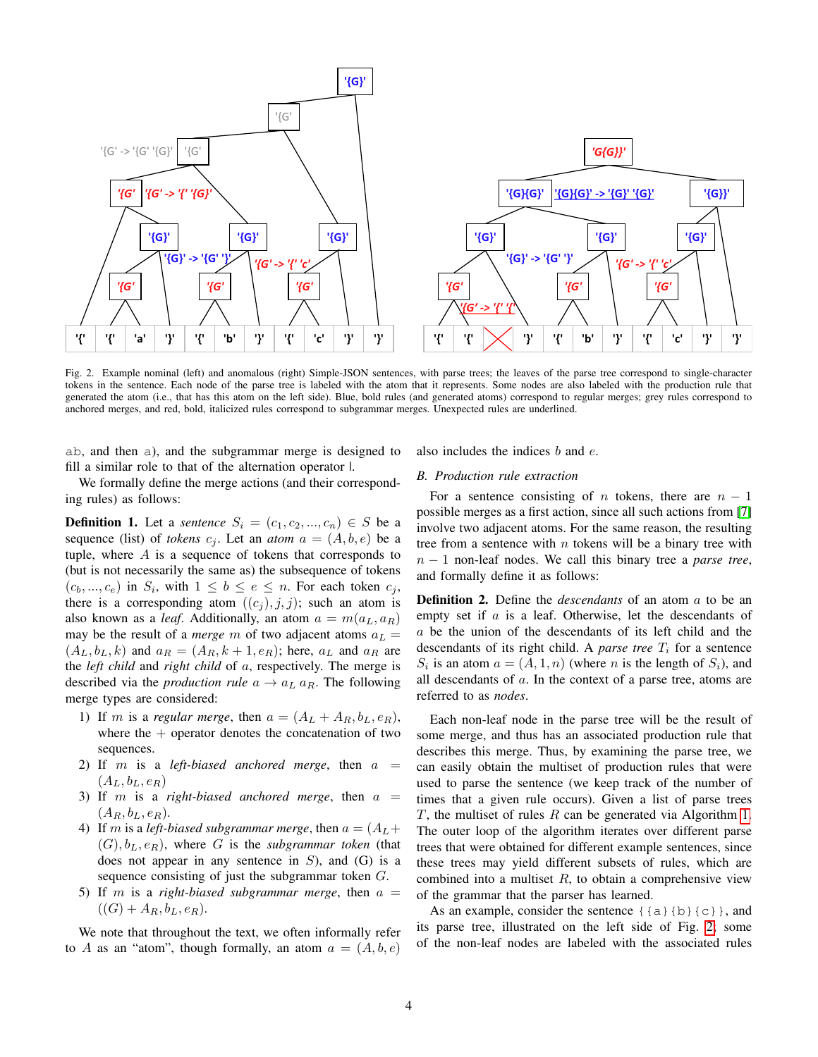Fig. 2. Example nominal (left) and anomalous (right) Simple-JSON sentences, with parse trees; the leaves of the parse tree correspond to single-character tokens in the sentence. Each node of the parse tree is labeled with the atom that it represents. Some nodes are also labeled with the production rule that generated the atom (i.e., that has this atom on the left side). Blue, bold rules (and generated atoms) correspond to regular merges; grey rules correspond to anchored merges, and red, bold, italicized rules correspond to subgrammar merges. Unexpected rules are underlined.

ab, and then a), and the subgrammar merge is designed to fill a similar role to that of the alternation operator |.

We formally define the merge actions (and their corresponding rules) as follows:

**Definition 1.** Let a *sentence* $S_i = (c_1, c_2, ..., c_n) \in S$ be a sequence (list) of *tokens* $c_j$. Let an *atom* $a = (A, b, e)$ be a tuple, where $A$ is a sequence of tokens that corresponds to (but is not necessarily the same as) the subsequence of tokens $(c_b, ..., c_e)$ in $S_i$, with $1 \leq b \leq e \leq n$. For each token $c_j$, there is a corresponding atom $((c_j), j, j)$; such an atom is also known as a *leaf*. Additionally, an atom $a = m(a_L, a_R)$ may be the result of a *merge* $m$ of two adjacent atoms $a_L = (A_L, b_L, k)$ and $a_R = (A_R, k+1, e_R)$; here, $a_L$ and $a_R$ are the *left child* and *right child* of $a$, respectively. The merge is described via the *production rule* $a \rightarrow a_L\, a_R$. The following merge types are considered:

1) If $m$ is a *regular merge*, then $a = (A_L + A_R, b_L, e_R)$, where the $+$ operator denotes the concatenation of two sequences.
2) If $m$ is a *left-biased anchored merge*, then $a = (A_L, b_L, e_R)$
3) If $m$ is a *right-biased anchored merge*, then $a = (A_R, b_L, e_R)$.
4) If $m$ is a *left-biased subgrammar merge*, then $a = (A_L + (G), b_L, e_R)$, where $G$ is the *subgrammar token* (that does not appear in any sentence in $S$), and (G) is a sequence consisting of just the subgrammar token $G$.
5) If $m$ is a *right-biased subgrammar merge*, then $a = ((G) + A_R, b_L, e_R)$.

We note that throughout the text, we often informally refer to $A$ as an "atom", though formally, an atom $a = (A, b, e)$ also includes the indices $b$ and $e$.

## B. Production rule extraction

For a sentence consisting of $n$ tokens, there are $n - 1$ possible merges as a first action, since all such actions from [7] involve two adjacent atoms. For the same reason, the resulting tree from a sentence with $n$ tokens will be a binary tree with $n - 1$ non-leaf nodes. We call this binary tree a *parse tree*, and formally define it as follows:

**Definition 2.** Define the *descendants* of an atom $a$ to be an empty set if $a$ is a leaf. Otherwise, let the descendants of $a$ be the union of the descendants of its left child and the descendants of its right child. A *parse tree* $T_i$ for a sentence $S_i$ is an atom $a = (A, 1, n)$ (where $n$ is the length of $S_i$), and all descendants of $a$. In the context of a parse tree, atoms are referred to as *nodes*.

Each non-leaf node in the parse tree will be the result of some merge, and thus has an associated production rule that describes this merge. Thus, by examining the parse tree, we can easily obtain the multiset of production rules that were used to parse the sentence (we keep track of the number of times that a given rule occurs). Given a list of parse trees $T$, the multiset of rules $R$ can be generated via Algorithm 1. The outer loop of the algorithm iterates over different parse trees that were obtained for different example sentences, since these trees may yield different subsets of rules, which are combined into a multiset $R$, to obtain a comprehensive view of the grammar that the parser has learned.

As an example, consider the sentence {{a}{b}{c}}, and its parse tree, illustrated on the left side of Fig. 2, some of the non-leaf nodes are labeled with the associated rules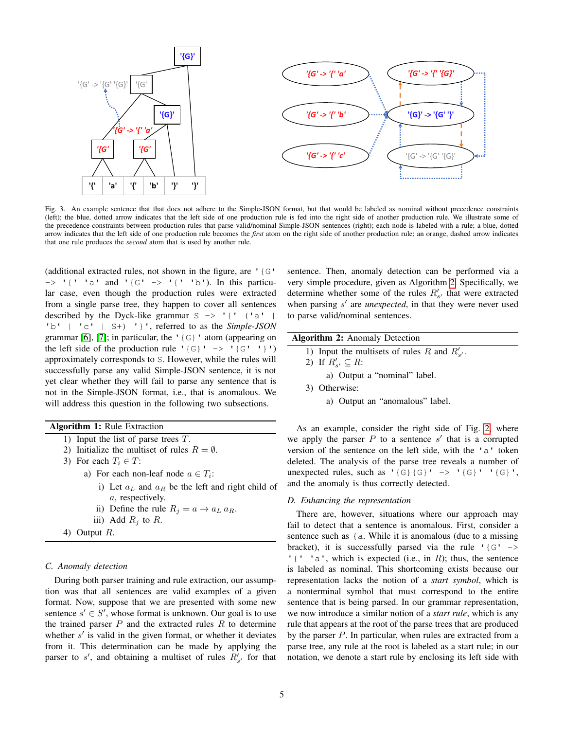Fig. 3. An example sentence that that does not adhere to the Simple-JSON format, but that would be labeled as nominal without precedence constraints (left); the blue, dotted arrow indicates that the left side of one production rule is fed into the right side of another production rule. We illustrate some of the precedence constraints between production rules that parse valid/nominal Simple-JSON sentences (right); each node is labeled with a rule; a blue, dotted arrow indicates that the left side of one production rule becomes the *first* atom on the right side of another production rule; an orange, dashed arrow indicates that one rule produces the *second* atom that is used by another rule.

(additional extracted rules, not shown in the figure, are `'{G' -> '{' 'a'` and `'{G' -> '{' 'b'`). In this particular case, even though the production rules were extracted from a single parse tree, they happen to cover all sentences described by the Dyck-like grammar `S -> '{' ('a' | 'b' | 'c' | S+) '}'`, referred to as the *Simple-JSON* grammar [6], [7]; in particular, the `'{G}'` atom (appearing on the left side of the production rule `'{G}' -> '{G' '}'`) approximately corresponds to `S`. However, while the rules will successfully parse any valid Simple-JSON sentence, it is not yet clear whether they will fail to parse any sentence that is not in the Simple-JSON format, i.e., that is anomalous. We will address this question in the following two subsections.

---

**Algorithm 1:** Rule Extraction

1) Input the list of parse trees $T$.
2) Initialize the multiset of rules $R = \emptyset$.
3) For each $T_i \in T$:
   a) For each non-leaf node $a \in T_i$:
      i) Let $a_L$ and $a_R$ be the left and right child of $a$, respectively.
      ii) Define the rule $R_j = a \rightarrow a_L \, a_R$.
      iii) Add $R_j$ to $R$.
4) Output $R$.

---

### C. Anomaly detection

During both parser training and rule extraction, our assumption was that all sentences are valid examples of a given format. Now, suppose that we are presented with some new sentence $s' \in S'$, whose format is unknown. Our goal is to use the trained parser $P$ and the extracted rules $R$ to determine whether $s'$ is valid in the given format, or whether it deviates from it. This determination can be made by applying the parser to $s'$, and obtaining a multiset of rules $R'_{s'}$ for that sentence. Then, anomaly detection can be performed via a very simple procedure, given as Algorithm 2. Specifically, we determine whether some of the rules $R'_{s'}$ that were extracted when parsing $s'$ are *unexpected*, in that they were never used to parse valid/nominal sentences.

---

**Algorithm 2:** Anomaly Detection

1) Input the multisets of rules $R$ and $R'_{s'}$.
2) If $R'_{s'} \subseteq R$:
   a) Output a "nominal" label.
3) Otherwise:
   a) Output an "anomalous" label.

---

As an example, consider the right side of Fig. 2, where we apply the parser $P$ to a sentence $s'$ that is a corrupted version of the sentence on the left side, with the `'a'` token deleted. The analysis of the parse tree reveals a number of unexpected rules, such as `'{G}{G}' -> '{G}' '{G}'`, and the anomaly is thus correctly detected.

### D. Enhancing the representation

There are, however, situations where our approach may fail to detect that a sentence is anomalous. First, consider a sentence such as `{a`. While it is anomalous (due to a missing bracket), it is successfully parsed via the rule `'{G' -> '{' 'a'`, which is expected (i.e., in $R$); thus, the sentence is labeled as nominal. This shortcoming exists because our representation lacks the notion of a *start symbol*, which is a nonterminal symbol that must correspond to the entire sentence that is being parsed. In our grammar representation, we now introduce a similar notion of a *start rule*, which is any rule that appears at the root of the parse trees that are produced by the parser $P$. In particular, when rules are extracted from a parse tree, any rule at the root is labeled as a start rule; in our notation, we denote a start rule by enclosing its left side with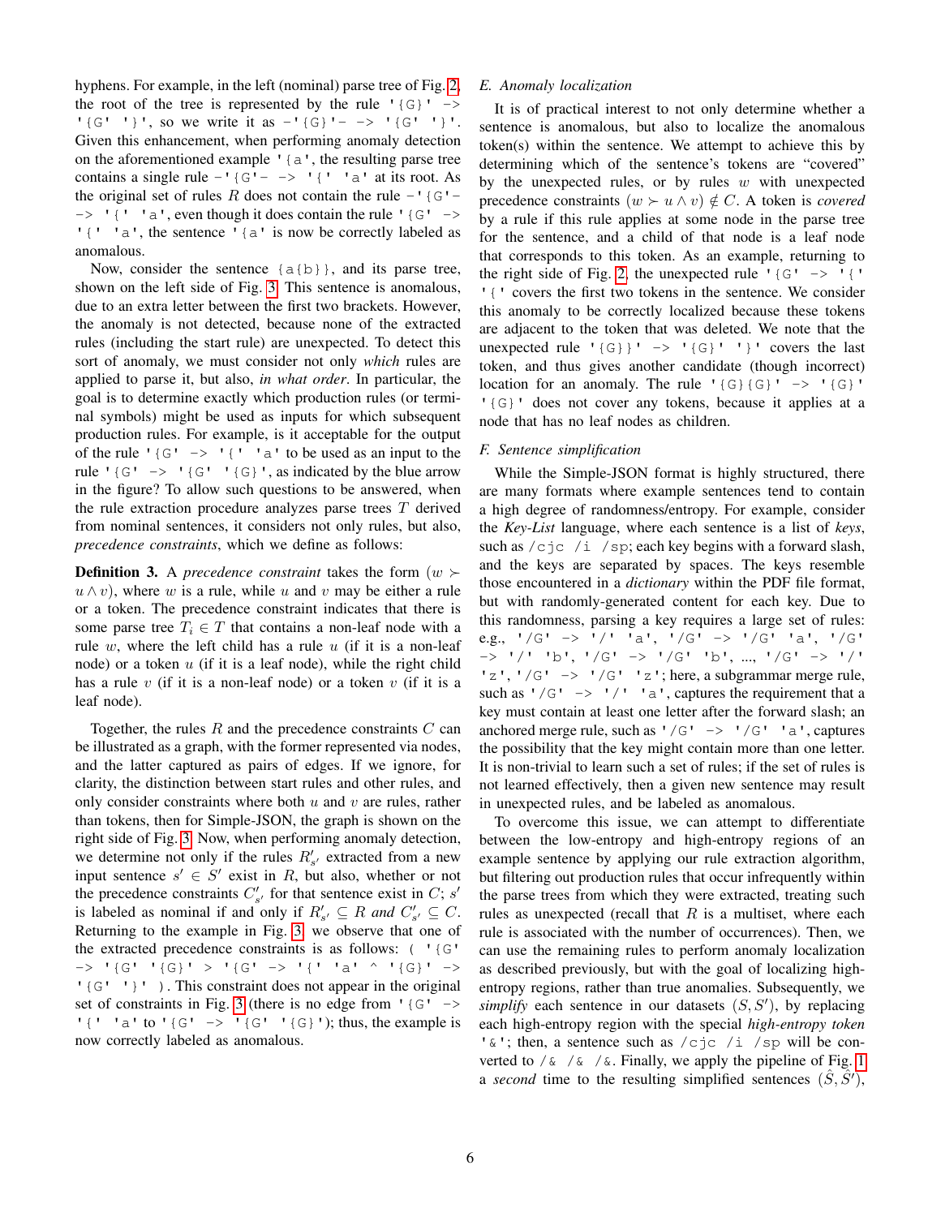hyphens. For example, in the left (nominal) parse tree of Fig. 2, the root of the tree is represented by the rule `'{G}' -> '{G' '}'`, so we write it as `-'{G}'- -> '{G' '}'`. Given this enhancement, when performing anomaly detection on the aforementioned example `'{a'`, the resulting parse tree contains a single rule `-'{G'- -> '{' 'a'` at its root. As the original set of rules $R$ does not contain the rule `-'{G'- -> '{' 'a'`, even though it does contain the rule `'{G' -> '{' 'a'`, the sentence `'{a'` is now be correctly labeled as anomalous.

Now, consider the sentence `{a{b}}`, and its parse tree, shown on the left side of Fig. 3. This sentence is anomalous, due to an extra letter between the first two brackets. However, the anomaly is not detected, because none of the extracted rules (including the start rule) are unexpected. To detect this sort of anomaly, we must consider not only *which* rules are applied to parse it, but also, *in what order*. In particular, the goal is to determine exactly which production rules (or terminal symbols) might be used as inputs for which subsequent production rules. For example, is it acceptable for the output of the rule `'{G' -> '{' 'a'` to be used as an input to the rule `'{G' -> '{G' '{G}'`, as indicated by the blue arrow in the figure? To allow such questions to be answered, when the rule extraction procedure analyzes parse trees $T$ derived from nominal sentences, it considers not only rules, but also, *precedence constraints*, which we define as follows:

**Definition 3.** A *precedence constraint* takes the form $(w \succ u \wedge v)$, where $w$ is a rule, while $u$ and $v$ may be either a rule or a token. The precedence constraint indicates that there is some parse tree $T_i \in T$ that contains a non-leaf node with a rule $w$, where the left child has a rule $u$ (if it is a non-leaf node) or a token $u$ (if it is a leaf node), while the right child has a rule $v$ (if it is a non-leaf node) or a token $v$ (if it is a leaf node).

Together, the rules $R$ and the precedence constraints $C$ can be illustrated as a graph, with the former represented via nodes, and the latter captured as pairs of edges. If we ignore, for clarity, the distinction between start rules and other rules, and only consider constraints where both $u$ and $v$ are rules, rather than tokens, then for Simple-JSON, the graph is shown on the right side of Fig. 3. Now, when performing anomaly detection, we determine not only if the rules $R'_{s'}$ extracted from a new input sentence $s' \in S'$ exist in $R$, but also, whether or not the precedence constraints $C'_{s'}$ for that sentence exist in $C$; $s'$ is labeled as nominal if and only if $R'_{s'} \subseteq R$ *and* $C'_{s'} \subseteq C$. Returning to the example in Fig. 3, we observe that one of the extracted precedence constraints is as follows: `( '{G' -> '{G' '{G}' > '{G' -> '{' 'a' ^ '{G}' -> '{G' '}' )`. This constraint does not appear in the original set of constraints in Fig. 3 (there is no edge from `'{G' -> '{' 'a'` to `'{G' -> '{G' '{G}'`); thus, the example is now correctly labeled as anomalous.

### E. Anomaly localization

It is of practical interest to not only determine whether a sentence is anomalous, but also to localize the anomalous token(s) within the sentence. We attempt to achieve this by determining which of the sentence's tokens are "covered" by the unexpected rules, or by rules $w$ with unexpected precedence constraints $(w \succ u \wedge v) \notin C$. A token is *covered* by a rule if this rule applies at some node in the parse tree for the sentence, and a child of that node is a leaf node that corresponds to this token. As an example, returning to the right side of Fig. 2, the unexpected rule `'{G' -> '{' '{'` covers the first two tokens in the sentence. We consider this anomaly to be correctly localized because these tokens are adjacent to the token that was deleted. We note that the unexpected rule `'{G}}' -> '{G}' '}'` covers the last token, and thus gives another candidate (though incorrect) location for an anomaly. The rule `'{G}{G}' -> '{G}' '{G}'` does not cover any tokens, because it applies at a node that has no leaf nodes as children.

### F. Sentence simplification

While the Simple-JSON format is highly structured, there are many formats where example sentences tend to contain a high degree of randomness/entropy. For example, consider the *Key-List* language, where each sentence is a list of *keys*, such as `/cjc /i /sp`; each key begins with a forward slash, and the keys are separated by spaces. The keys resemble those encountered in a *dictionary* within the PDF file format, but with randomly-generated content for each key. Due to this randomness, parsing a key requires a large set of rules: e.g., `'/G' -> '/' 'a'`, `'/G' -> '/G' 'a'`, `'/G' -> '/' 'b'`, `'/G' -> '/G' 'b'`, ..., `'/G' -> '/' 'z'`, `'/G' -> '/G' 'z'`; here, a subgrammar merge rule, such as `'/G' -> '/' 'a'`, captures the requirement that a key must contain at least one letter after the forward slash; an anchored merge rule, such as `'/G' -> '/G' 'a'`, captures the possibility that the key might contain more than one letter. It is non-trivial to learn such a set of rules; if the set of rules is not learned effectively, then a given new sentence may result in unexpected rules, and be labeled as anomalous.

To overcome this issue, we can attempt to differentiate between the low-entropy and high-entropy regions of an example sentence by applying our rule extraction algorithm, but filtering out production rules that occur infrequently within the parse trees from which they were extracted, treating such rules as unexpected (recall that $R$ is a multiset, where each rule is associated with the number of occurrences). Then, we can use the remaining rules to perform anomaly localization as described previously, but with the goal of localizing high-entropy regions, rather than true anomalies. Subsequently, we *simplify* each sentence in our datasets $(S, S')$, by replacing each high-entropy region with the special *high-entropy token* `'&'`; then, a sentence such as `/cjc /i /sp` will be converted to `/& /& /&`. Finally, we apply the pipeline of Fig. 1 a *second* time to the resulting simplified sentences $(\hat{S}, \hat{S}')$,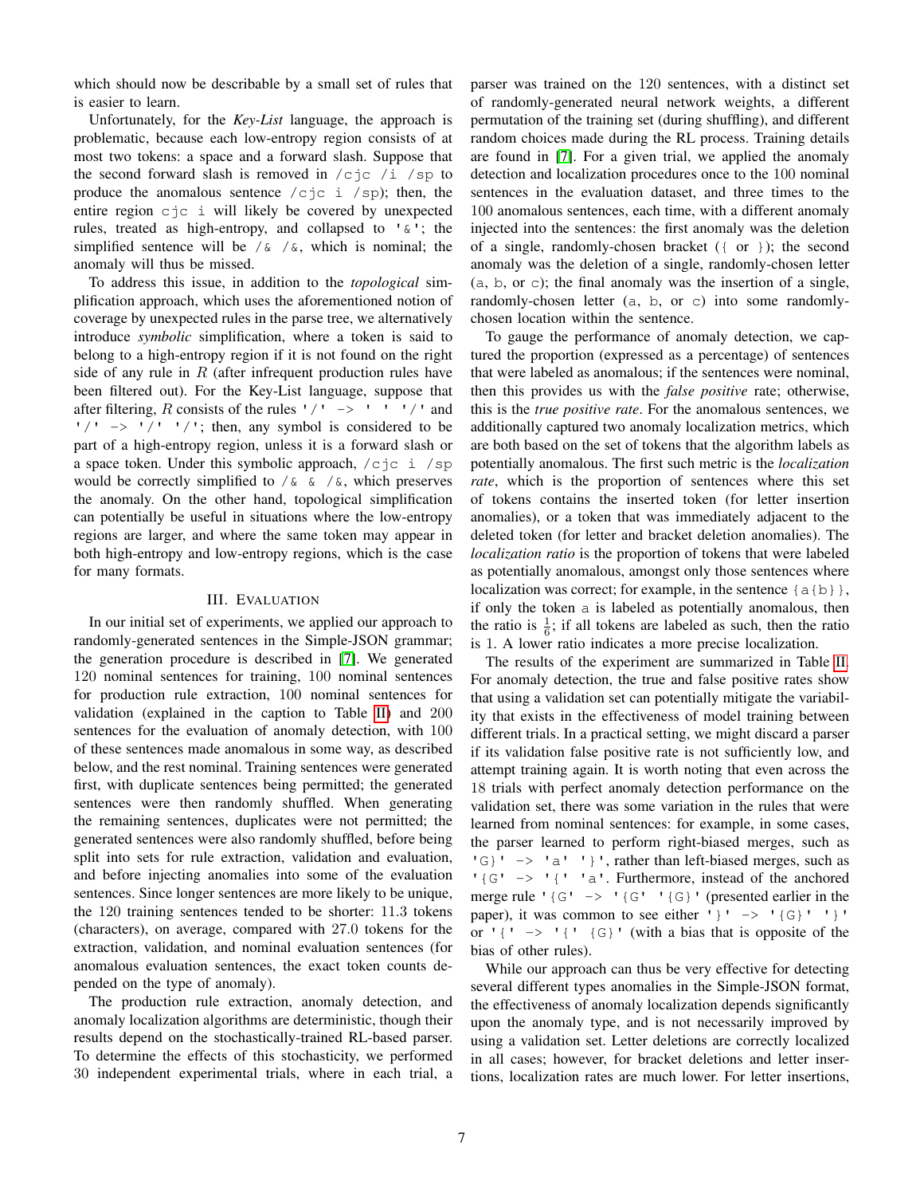which should now be describable by a small set of rules that is easier to learn.

Unfortunately, for the *Key-List* language, the approach is problematic, because each low-entropy region consists of at most two tokens: a space and a forward slash. Suppose that the second forward slash is removed in `/cjc /i /sp` to produce the anomalous sentence `/cjc i /sp`); then, the entire region `cjc i` will likely be covered by unexpected rules, treated as high-entropy, and collapsed to `'&'`; the simplified sentence will be `/& /&`, which is nominal; the anomaly will thus be missed.

To address this issue, in addition to the *topological* simplification approach, which uses the aforementioned notion of coverage by unexpected rules in the parse tree, we alternatively introduce *symbolic* simplification, where a token is said to belong to a high-entropy region if it is not found on the right side of any rule in $R$ (after infrequent production rules have been filtered out). For the Key-List language, suppose that after filtering, $R$ consists of the rules `'/' -> ' ' '/'` and `'/' -> '/' '/'`; then, any symbol is considered to be part of a high-entropy region, unless it is a forward slash or a space token. Under this symbolic approach, `/cjc i /sp` would be correctly simplified to `/& & /&`, which preserves the anomaly. On the other hand, topological simplification can potentially be useful in situations where the low-entropy regions are larger, and where the same token may appear in both high-entropy and low-entropy regions, which is the case for many formats.

## III. Evaluation

In our initial set of experiments, we applied our approach to randomly-generated sentences in the Simple-JSON grammar; the generation procedure is described in [7]. We generated 120 nominal sentences for training, 100 nominal sentences for production rule extraction, 100 nominal sentences for validation (explained in the caption to Table II) and 200 sentences for the evaluation of anomaly detection, with 100 of these sentences made anomalous in some way, as described below, and the rest nominal. Training sentences were generated first, with duplicate sentences being permitted; the generated sentences were then randomly shuffled. When generating the remaining sentences, duplicates were not permitted; the generated sentences were also randomly shuffled, before being split into sets for rule extraction, validation and evaluation, and before injecting anomalies into some of the evaluation sentences. Since longer sentences are more likely to be unique, the 120 training sentences tended to be shorter: 11.3 tokens (characters), on average, compared with 27.0 tokens for the extraction, validation, and nominal evaluation sentences (for anomalous evaluation sentences, the exact token counts depended on the type of anomaly).

The production rule extraction, anomaly detection, and anomaly localization algorithms are deterministic, though their results depend on the stochastically-trained RL-based parser. To determine the effects of this stochasticity, we performed 30 independent experimental trials, where in each trial, a parser was trained on the 120 sentences, with a distinct set of randomly-generated neural network weights, a different permutation of the training set (during shuffling), and different random choices made during the RL process. Training details are found in [7]. For a given trial, we applied the anomaly detection and localization procedures once to the 100 nominal sentences in the evaluation dataset, and three times to the 100 anomalous sentences, each time, with a different anomaly injected into the sentences: the first anomaly was the deletion of a single, randomly-chosen bracket (`{` or `}`); the second anomaly was the deletion of a single, randomly-chosen letter (`a`, `b`, or `c`); the final anomaly was the insertion of a single, randomly-chosen letter (`a`, `b`, or `c`) into some randomly-chosen location within the sentence.

To gauge the performance of anomaly detection, we captured the proportion (expressed as a percentage) of sentences that were labeled as anomalous; if the sentences were nominal, then this provides us with the *false positive* rate; otherwise, this is the *true positive rate*. For the anomalous sentences, we additionally captured two anomaly localization metrics, which are both based on the set of tokens that the algorithm labels as potentially anomalous. The first such metric is the *localization rate*, which is the proportion of sentences where this set of tokens contains the inserted token (for letter insertion anomalies), or a token that was immediately adjacent to the deleted token (for letter and bracket deletion anomalies). The *localization ratio* is the proportion of tokens that were labeled as potentially anomalous, amongst only those sentences where localization was correct; for example, in the sentence `{a{b}}`, if only the token `a` is labeled as potentially anomalous, then the ratio is $\frac{1}{6}$; if all tokens are labeled as such, then the ratio is 1. A lower ratio indicates a more precise localization.

The results of the experiment are summarized in Table II. For anomaly detection, the true and false positive rates show that using a validation set can potentially mitigate the variability that exists in the effectiveness of model training between different trials. In a practical setting, we might discard a parser if its validation false positive rate is not sufficiently low, and attempt training again. It is worth noting that even across the 18 trials with perfect anomaly detection performance on the validation set, there was some variation in the rules that were learned from nominal sentences: for example, in some cases, the parser learned to perform right-biased merges, such as `'G}' -> 'a' '}'`, rather than left-biased merges, such as `'{G' -> '{' 'a'`. Furthermore, instead of the anchored merge rule `'{G' -> '{G' '{G}'` (presented earlier in the paper), it was common to see either `'}' -> '{G}' '}'` or `'{' -> '{' {G}'` (with a bias that is opposite of the bias of other rules).

While our approach can thus be very effective for detecting several different types anomalies in the Simple-JSON format, the effectiveness of anomaly localization depends significantly upon the anomaly type, and is not necessarily improved by using a validation set. Letter deletions are correctly localized in all cases; however, for bracket deletions and letter insertions, localization rates are much lower. For letter insertions,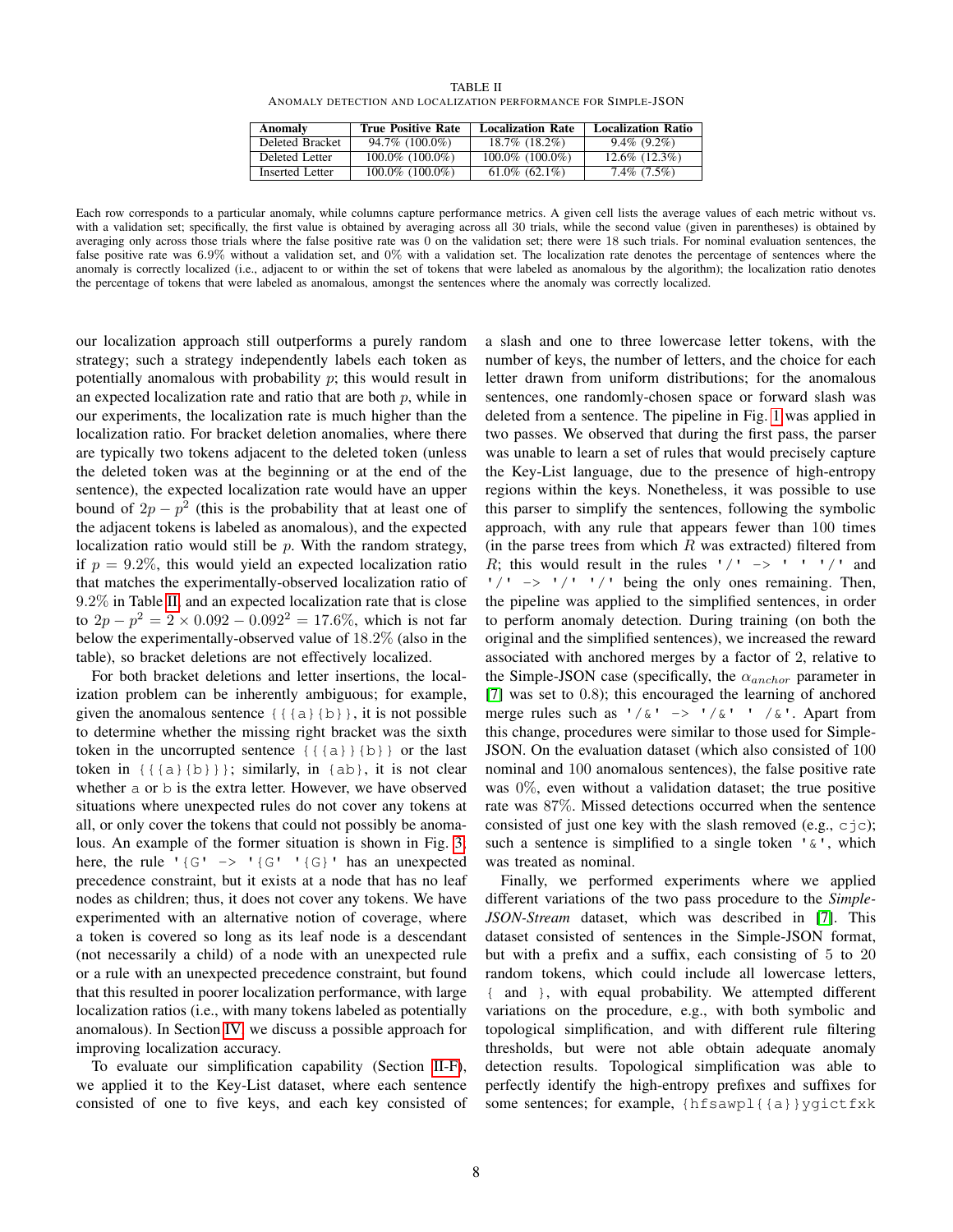TABLE II
ANOMALY DETECTION AND LOCALIZATION PERFORMANCE FOR SIMPLE-JSON

| Anomaly | True Positive Rate | Localization Rate | Localization Ratio |
|---|---|---|---|
| Deleted Bracket | 94.7% (100.0%) | 18.7% (18.2%) | 9.4% (9.2%) |
| Deleted Letter | 100.0% (100.0%) | 100.0% (100.0%) | 12.6% (12.3%) |
| Inserted Letter | 100.0% (100.0%) | 61.0% (62.1%) | 7.4% (7.5%) |

Each row corresponds to a particular anomaly, while columns capture performance metrics. A given cell lists the average values of each metric without vs. with a validation set; specifically, the first value is obtained by averaging across all 30 trials, while the second value (given in parentheses) is obtained by averaging only across those trials where the false positive rate was 0 on the validation set; there were 18 such trials. For nominal evaluation sentences, the false positive rate was 6.9% without a validation set, and 0% with a validation set. The localization rate denotes the percentage of sentences where the anomaly is correctly localized (i.e., adjacent to or within the set of tokens that were labeled as anomalous by the algorithm); the localization ratio denotes the percentage of tokens that were labeled as anomalous, amongst the sentences where the anomaly was correctly localized.

our localization approach still outperforms a purely random strategy; such a strategy independently labels each token as potentially anomalous with probability $p$; this would result in an expected localization rate and ratio that are both $p$, while in our experiments, the localization rate is much higher than the localization ratio. For bracket deletion anomalies, where there are typically two tokens adjacent to the deleted token (unless the deleted token was at the beginning or at the end of the sentence), the expected localization rate would have an upper bound of $2p - p^2$ (this is the probability that at least one of the adjacent tokens is labeled as anomalous), and the expected localization ratio would still be $p$. With the random strategy, if $p = 9.2\%$, this would yield an expected localization ratio that matches the experimentally-observed localization ratio of $9.2\%$ in Table II, and an expected localization rate that is close to $2p - p^2 = 2 \times 0.092 - 0.092^2 = 17.6\%$, which is not far below the experimentally-observed value of $18.2\%$ (also in the table), so bracket deletions are not effectively localized.

For both bracket deletions and letter insertions, the localization problem can be inherently ambiguous; for example, given the anomalous sentence `{{{a}{b}}`, it is not possible to determine whether the missing right bracket was the sixth token in the uncorrupted sentence `{{{a}}{b}}` or the last token in `{{{a}{b}}}`; similarly, in `{ab}`, it is not clear whether `a` or `b` is the extra letter. However, we have observed situations where unexpected rules do not cover any tokens at all, or only cover the tokens that could not possibly be anomalous. An example of the former situation is shown in Fig. 3; here, the rule `'{G' -> '{G' '{G}'` has an unexpected precedence constraint, but it exists at a node that has no leaf nodes as children; thus, it does not cover any tokens. We have experimented with an alternative notion of coverage, where a token is covered so long as its leaf node is a descendant (not necessarily a child) of a node with an unexpected rule or a rule with an unexpected precedence constraint, but found that this resulted in poorer localization performance, with large localization ratios (i.e., with many tokens labeled as potentially anomalous). In Section IV, we discuss a possible approach for improving localization accuracy.

To evaluate our simplification capability (Section II-F), we applied it to the Key-List dataset, where each sentence consisted of one to five keys, and each key consisted of a slash and one to three lowercase letter tokens, with the number of keys, the number of letters, and the choice for each letter drawn from uniform distributions; for the anomalous sentences, one randomly-chosen space or forward slash was deleted from a sentence. The pipeline in Fig. 1 was applied in two passes. We observed that during the first pass, the parser was unable to learn a set of rules that would precisely capture the Key-List language, due to the presence of high-entropy regions within the keys. Nonetheless, it was possible to use this parser to simplify the sentences, following the symbolic approach, with any rule that appears fewer than 100 times (in the parse trees from which $R$ was extracted) filtered from $R$; this would result in the rules `'/' -> ' ' '/'` and `'/' -> '/' '/'` being the only ones remaining. Then, the pipeline was applied to the simplified sentences, in order to perform anomaly detection. During training (on both the original and the simplified sentences), we increased the reward associated with anchored merges by a factor of 2, relative to the Simple-JSON case (specifically, the $\alpha_{anchor}$ parameter in [7] was set to 0.8); this encouraged the learning of anchored merge rules such as `'/&' -> '/&' ' /&'`. Apart from this change, procedures were similar to those used for Simple-JSON. On the evaluation dataset (which also consisted of 100 nominal and 100 anomalous sentences), the false positive rate was $0\%$, even without a validation dataset; the true positive rate was $87\%$. Missed detections occurred when the sentence consisted of just one key with the slash removed (e.g., `cjc`); such a sentence is simplified to a single token `'&'`, which was treated as nominal.

Finally, we performed experiments where we applied different variations of the two pass procedure to the *Simple-JSON-Stream* dataset, which was described in [7]. This dataset consisted of sentences in the Simple-JSON format, but with a prefix and a suffix, each consisting of 5 to 20 random tokens, which could include all lowercase letters, `{` and `}`, with equal probability. We attempted different variations on the procedure, e.g., with both symbolic and topological simplification, and with different rule filtering thresholds, but were not able obtain adequate anomaly detection results. Topological simplification was able to perfectly identify the high-entropy prefixes and suffixes for some sentences; for example, `{hfsawpl{{a}}ygictfxk`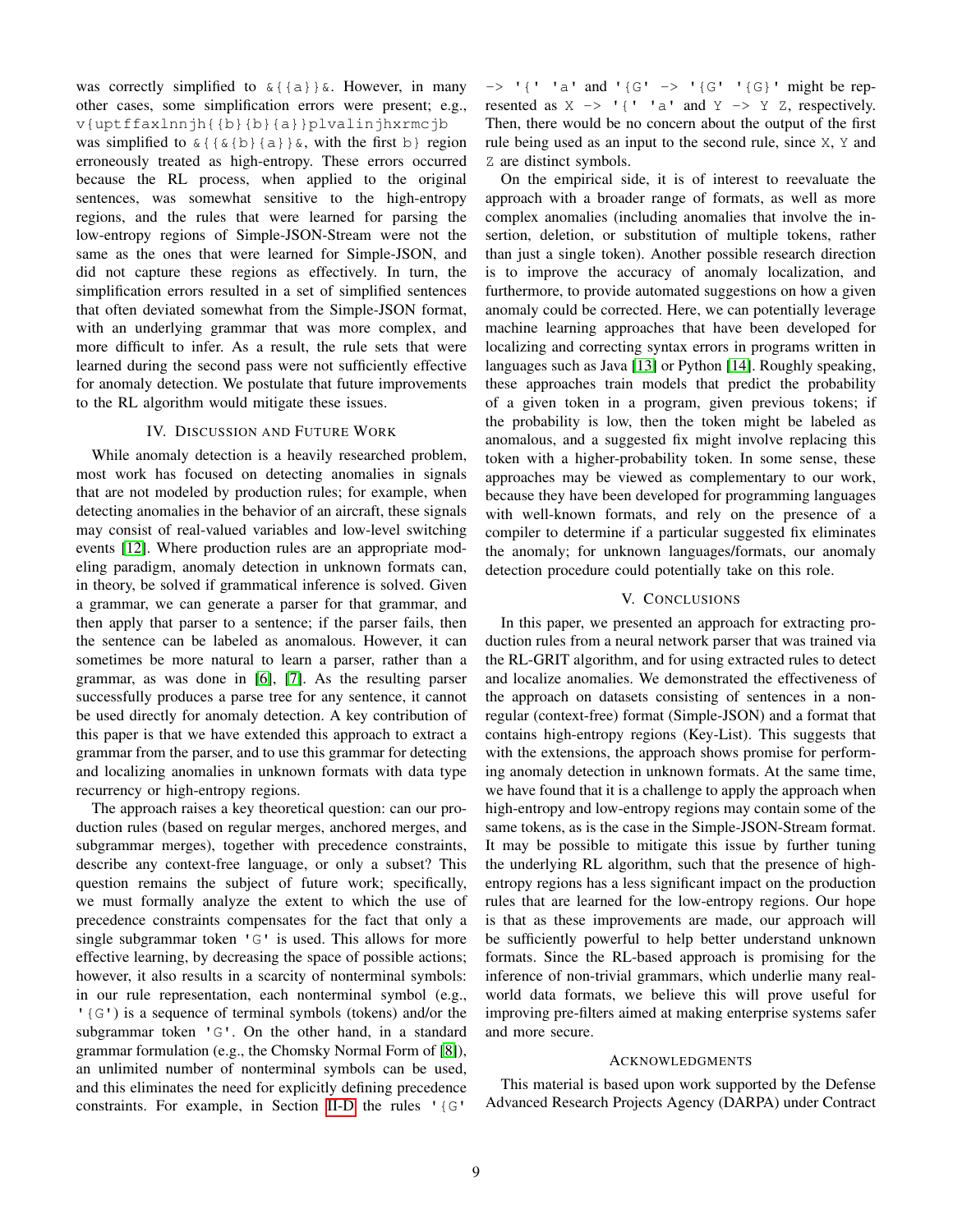was correctly simplified to `&{{a}}&`. However, in many other cases, some simplification errors were present; e.g., `v{uptffaxlnnjh{{b}{b}{a}}plvalinjhxrmcjb` was simplified to `&{{&{b}{a}}&`, with the first `b}` region erroneously treated as high-entropy. These errors occurred because the RL process, when applied to the original sentences, was somewhat sensitive to the high-entropy regions, and the rules that were learned for parsing the low-entropy regions of Simple-JSON-Stream were not the same as the ones that were learned for Simple-JSON, and did not capture these regions as effectively. In turn, the simplification errors resulted in a set of simplified sentences that often deviated somewhat from the Simple-JSON format, with an underlying grammar that was more complex, and more difficult to infer. As a result, the rule sets that were learned during the second pass were not sufficiently effective for anomaly detection. We postulate that future improvements to the RL algorithm would mitigate these issues.

## IV. Discussion and Future Work

While anomaly detection is a heavily researched problem, most work has focused on detecting anomalies in signals that are not modeled by production rules; for example, when detecting anomalies in the behavior of an aircraft, these signals may consist of real-valued variables and low-level switching events [12]. Where production rules are an appropriate modeling paradigm, anomaly detection in unknown formats can, in theory, be solved if grammatical inference is solved. Given a grammar, we can generate a parser for that grammar, and then apply that parser to a sentence; if the parser fails, then the sentence can be labeled as anomalous. However, it can sometimes be more natural to learn a parser, rather than a grammar, as was done in [6], [7]. As the resulting parser successfully produces a parse tree for any sentence, it cannot be used directly for anomaly detection. A key contribution of this paper is that we have extended this approach to extract a grammar from the parser, and to use this grammar for detecting and localizing anomalies in unknown formats with data type recurrency or high-entropy regions.

The approach raises a key theoretical question: can our production rules (based on regular merges, anchored merges, and subgrammar merges), together with precedence constraints, describe any context-free language, or only a subset? This question remains the subject of future work; specifically, we must formally analyze the extent to which the use of precedence constraints compensates for the fact that only a single subgrammar token `'G'` is used. This allows for more effective learning, by decreasing the space of possible actions; however, it also results in a scarcity of nonterminal symbols: in our rule representation, each nonterminal symbol (e.g., `'{G'`) is a sequence of terminal symbols (tokens) and/or the subgrammar token `'G'`. On the other hand, in a standard grammar formulation (e.g., the Chomsky Normal Form of [8]), an unlimited number of nonterminal symbols can be used, and this eliminates the need for explicitly defining precedence constraints. For example, in Section II-D the rules `'{G' -> '{' 'a'` and `'{G' -> '{G' '{G}'` might be represented as `X -> '{' 'a'` and `Y -> Y Z`, respectively. Then, there would be no concern about the output of the first rule being used as an input to the second rule, since `X`, `Y` and `Z` are distinct symbols.

On the empirical side, it is of interest to reevaluate the approach with a broader range of formats, as well as more complex anomalies (including anomalies that involve the insertion, deletion, or substitution of multiple tokens, rather than just a single token). Another possible research direction is to improve the accuracy of anomaly localization, and furthermore, to provide automated suggestions on how a given anomaly could be corrected. Here, we can potentially leverage machine learning approaches that have been developed for localizing and correcting syntax errors in programs written in languages such as Java [13] or Python [14]. Roughly speaking, these approaches train models that predict the probability of a given token in a program, given previous tokens; if the probability is low, then the token might be labeled as anomalous, and a suggested fix might involve replacing this token with a higher-probability token. In some sense, these approaches may be viewed as complementary to our work, because they have been developed for programming languages with well-known formats, and rely on the presence of a compiler to determine if a particular suggested fix eliminates the anomaly; for unknown languages/formats, our anomaly detection procedure could potentially take on this role.

## V. Conclusions

In this paper, we presented an approach for extracting production rules from a neural network parser that was trained via the RL-GRIT algorithm, and for using extracted rules to detect and localize anomalies. We demonstrated the effectiveness of the approach on datasets consisting of sentences in a non-regular (context-free) format (Simple-JSON) and a format that contains high-entropy regions (Key-List). This suggests that with the extensions, the approach shows promise for performing anomaly detection in unknown formats. At the same time, we have found that it is a challenge to apply the approach when high-entropy and low-entropy regions may contain some of the same tokens, as is the case in the Simple-JSON-Stream format. It may be possible to mitigate this issue by further tuning the underlying RL algorithm, such that the presence of high-entropy regions has a less significant impact on the production rules that are learned for the low-entropy regions. Our hope is that as these improvements are made, our approach will be sufficiently powerful to help better understand unknown formats. Since the RL-based approach is promising for the inference of non-trivial grammars, which underlie many real-world data formats, we believe this will prove useful for improving pre-filters aimed at making enterprise systems safer and more secure.

## Acknowledgments

This material is based upon work supported by the Defense Advanced Research Projects Agency (DARPA) under Contract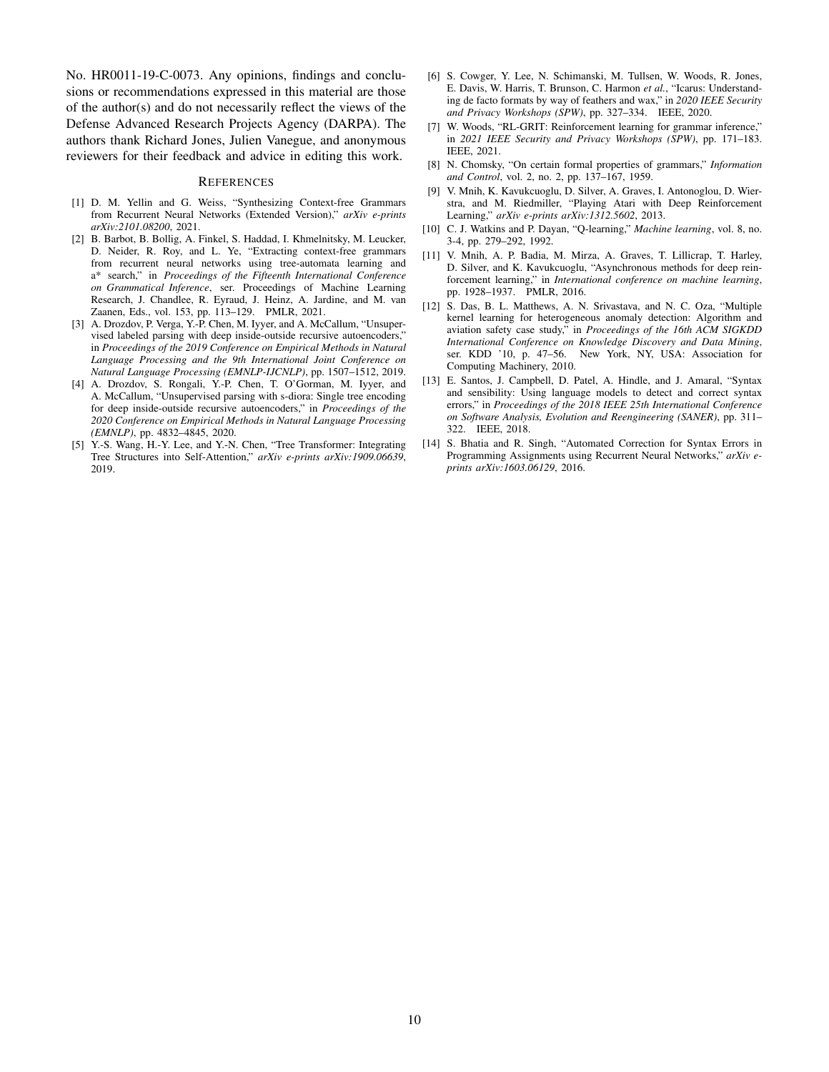No. HR0011-19-C-0073. Any opinions, findings and conclusions or recommendations expressed in this material are those of the author(s) and do not necessarily reflect the views of the Defense Advanced Research Projects Agency (DARPA). The authors thank Richard Jones, Julien Vanegue, and anonymous reviewers for their feedback and advice in editing this work.

## References

[1] D. M. Yellin and G. Weiss, "Synthesizing Context-free Grammars from Recurrent Neural Networks (Extended Version)," *arXiv e-prints arXiv:2101.08200*, 2021.

[2] B. Barbot, B. Bollig, A. Finkel, S. Haddad, I. Khmelnitsky, M. Leucker, D. Neider, R. Roy, and L. Ye, "Extracting context-free grammars from recurrent neural networks using tree-automata learning and a* search," in *Proceedings of the Fifteenth International Conference on Grammatical Inference*, ser. Proceedings of Machine Learning Research, J. Chandlee, R. Eyraud, J. Heinz, A. Jardine, and M. van Zaanen, Eds., vol. 153, pp. 113–129. PMLR, 2021.

[3] A. Drozdov, P. Verga, Y.-P. Chen, M. Iyyer, and A. McCallum, "Unsupervised labeled parsing with deep inside-outside recursive autoencoders," in *Proceedings of the 2019 Conference on Empirical Methods in Natural Language Processing and the 9th International Joint Conference on Natural Language Processing (EMNLP-IJCNLP)*, pp. 1507–1512, 2019.

[4] A. Drozdov, S. Rongali, Y.-P. Chen, T. O'Gorman, M. Iyyer, and A. McCallum, "Unsupervised parsing with s-diora: Single tree encoding for deep inside-outside recursive autoencoders," in *Proceedings of the 2020 Conference on Empirical Methods in Natural Language Processing (EMNLP)*, pp. 4832–4845, 2020.

[5] Y.-S. Wang, H.-Y. Lee, and Y.-N. Chen, "Tree Transformer: Integrating Tree Structures into Self-Attention," *arXiv e-prints arXiv:1909.06639*, 2019.

[6] S. Cowger, Y. Lee, N. Schimanski, M. Tullsen, W. Woods, R. Jones, E. Davis, W. Harris, T. Brunson, C. Harmon *et al.*, "Icarus: Understanding de facto formats by way of feathers and wax," in *2020 IEEE Security and Privacy Workshops (SPW)*, pp. 327–334. IEEE, 2020.

[7] W. Woods, "RL-GRIT: Reinforcement learning for grammar inference," in *2021 IEEE Security and Privacy Workshops (SPW)*, pp. 171–183. IEEE, 2021.

[8] N. Chomsky, "On certain formal properties of grammars," *Information and Control*, vol. 2, no. 2, pp. 137–167, 1959.

[9] V. Mnih, K. Kavukcuoglu, D. Silver, A. Graves, I. Antonoglou, D. Wierstra, and M. Riedmiller, "Playing Atari with Deep Reinforcement Learning," *arXiv e-prints arXiv:1312.5602*, 2013.

[10] C. J. Watkins and P. Dayan, "Q-learning," *Machine learning*, vol. 8, no. 3-4, pp. 279–292, 1992.

[11] V. Mnih, A. P. Badia, M. Mirza, A. Graves, T. Lillicrap, T. Harley, D. Silver, and K. Kavukcuoglu, "Asynchronous methods for deep reinforcement learning," in *International conference on machine learning*, pp. 1928–1937. PMLR, 2016.

[12] S. Das, B. L. Matthews, A. N. Srivastava, and N. C. Oza, "Multiple kernel learning for heterogeneous anomaly detection: Algorithm and aviation safety case study," in *Proceedings of the 16th ACM SIGKDD International Conference on Knowledge Discovery and Data Mining*, ser. KDD '10, p. 47–56. New York, NY, USA: Association for Computing Machinery, 2010.

[13] E. Santos, J. Campbell, D. Patel, A. Hindle, and J. Amaral, "Syntax and sensibility: Using language models to detect and correct syntax errors," in *Proceedings of the 2018 IEEE 25th International Conference on Software Analysis, Evolution and Reengineering (SANER)*, pp. 311–322. IEEE, 2018.

[14] S. Bhatia and R. Singh, "Automated Correction for Syntax Errors in Programming Assignments using Recurrent Neural Networks," *arXiv e-prints arXiv:1603.06129*, 2016.